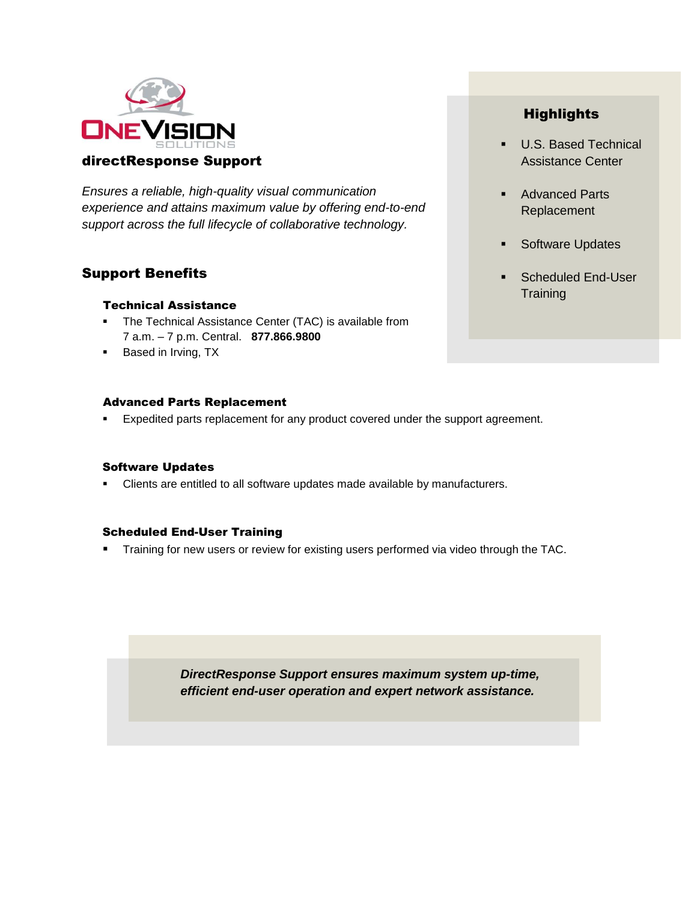ONEVISION SOLUTIONS

# directResponse Support

*Ensures a reliable, high-quality visual communication experience and attains maximum value by offering end-to-end support across the full lifecycle of collaborative technology.*

## Highlights

- U.S. Based Technical Assistance Center
- Advanced Parts Replacement
- Software Updates
- Scheduled End-User Training

## Support Benefits

### Technical Assistance

- The Technical Assistance Center (TAC) is available from 7 a.m. – 7 p.m. Central. **877.866.9800**
- Based in Irving, TX

### Advanced Parts Replacement

- Expedited parts replacement for any product covered under the support agreement.

### Software Updates

- Clients are entitled to all software updates made available by manufacturers.

### Scheduled End-User Training

- Training for new users or review for existing users performed via video through the TAC.

***DirectResponse Support ensures maximum system up-time, efficient end-user operation and expert network assistance.***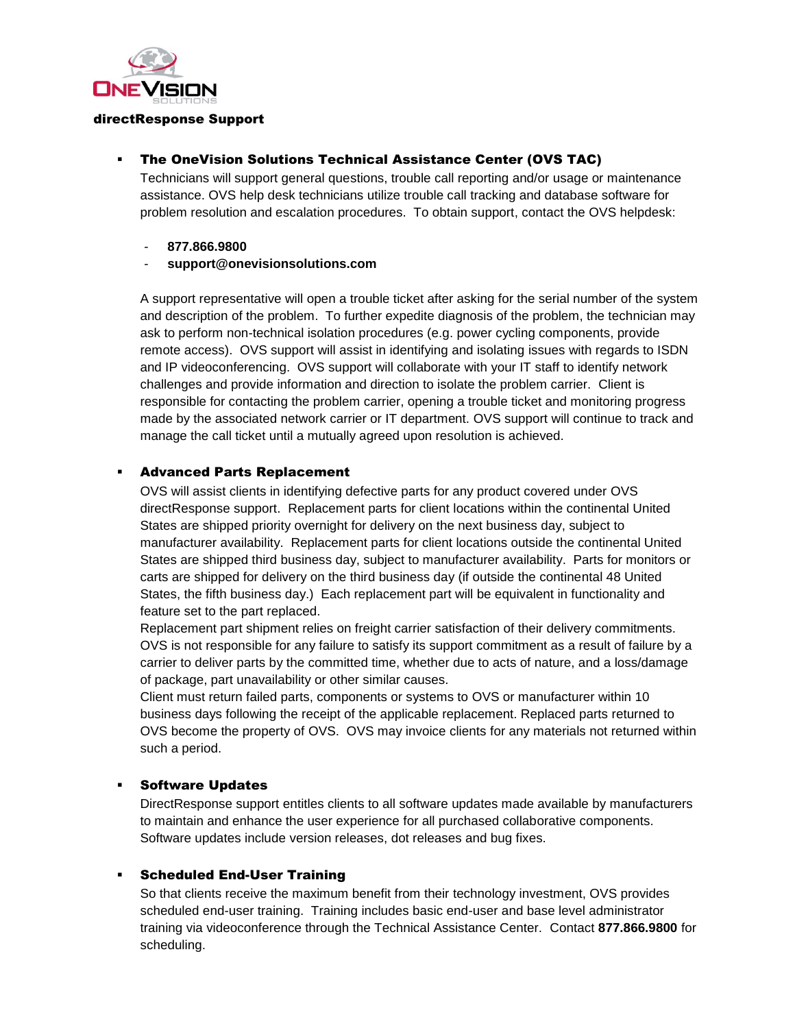**directResponse Support**

- **The OneVision Solutions Technical Assistance Center (OVS TAC)**
  Technicians will support general questions, trouble call reporting and/or usage or maintenance assistance. OVS help desk technicians utilize trouble call tracking and database software for problem resolution and escalation procedures. To obtain support, contact the OVS helpdesk:

  - **877.866.9800**
  - **support@onevisionsolutions.com**

  A support representative will open a trouble ticket after asking for the serial number of the system and description of the problem. To further expedite diagnosis of the problem, the technician may ask to perform non-technical isolation procedures (e.g. power cycling components, provide remote access). OVS support will assist in identifying and isolating issues with regards to ISDN and IP videoconferencing. OVS support will collaborate with your IT staff to identify network challenges and provide information and direction to isolate the problem carrier. Client is responsible for contacting the problem carrier, opening a trouble ticket and monitoring progress made by the associated network carrier or IT department. OVS support will continue to track and manage the call ticket until a mutually agreed upon resolution is achieved.

- **Advanced Parts Replacement**
  OVS will assist clients in identifying defective parts for any product covered under OVS directResponse support. Replacement parts for client locations within the continental United States are shipped priority overnight for delivery on the next business day, subject to manufacturer availability. Replacement parts for client locations outside the continental United States are shipped third business day, subject to manufacturer availability. Parts for monitors or carts are shipped for delivery on the third business day (if outside the continental 48 United States, the fifth business day.) Each replacement part will be equivalent in functionality and feature set to the part replaced.
  Replacement part shipment relies on freight carrier satisfaction of their delivery commitments. OVS is not responsible for any failure to satisfy its support commitment as a result of failure by a carrier to deliver parts by the committed time, whether due to acts of nature, and a loss/damage of package, part unavailability or other similar causes.
  Client must return failed parts, components or systems to OVS or manufacturer within 10 business days following the receipt of the applicable replacement. Replaced parts returned to OVS become the property of OVS. OVS may invoice clients for any materials not returned within such a period.

- **Software Updates**
  DirectResponse support entitles clients to all software updates made available by manufacturers to maintain and enhance the user experience for all purchased collaborative components. Software updates include version releases, dot releases and bug fixes.

- **Scheduled End-User Training**
  So that clients receive the maximum benefit from their technology investment, OVS provides scheduled end-user training. Training includes basic end-user and base level administrator training via videoconference through the Technical Assistance Center. Contact **877.866.9800** for scheduling.